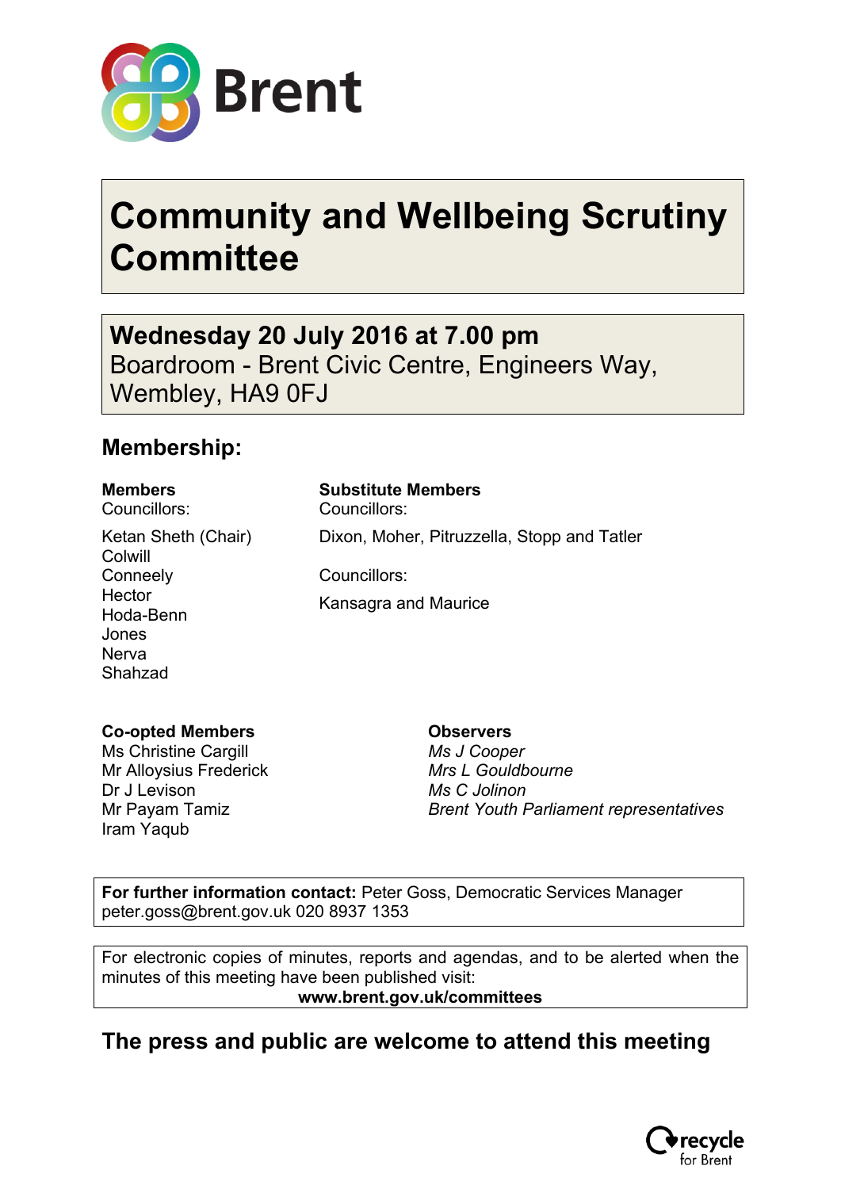Brent

# Community and Wellbeing Scrutiny Committee

## Wednesday 20 July 2016 at 7.00 pm

Boardroom - Brent Civic Centre, Engineers Way, Wembley, HA9 0FJ

## Membership:

**Members**
Councillors:

Ketan Sheth (Chair)
Colwill
Conneely
Hector
Hoda-Benn
Jones
Nerva
Shahzad

**Substitute Members**
Councillors:

Dixon, Moher, Pitruzzella, Stopp and Tatler

Councillors:

Kansagra and Maurice

**Co-opted Members**
Ms Christine Cargill
Mr Alloysius Frederick
Dr J Levison
Mr Payam Tamiz
Iram Yaqub

**Observers**
*Ms J Cooper*
*Mrs L Gouldbourne*
*Ms C Jolinon*
*Brent Youth Parliament representatives*

**For further information contact:** Peter Goss, Democratic Services Manager
peter.goss@brent.gov.uk 020 8937 1353

For electronic copies of minutes, reports and agendas, and to be alerted when the minutes of this meeting have been published visit:
**www.brent.gov.uk/committees**

## The press and public are welcome to attend this meeting

recycle for Brent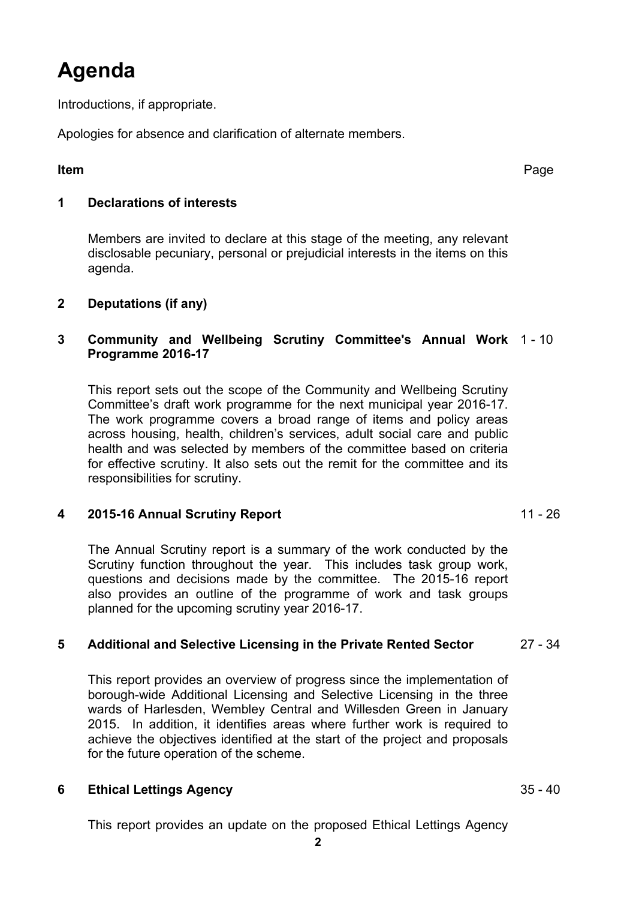# Agenda

Introductions, if appropriate.

Apologies for absence and clarification of alternate members.

| Item | | Page |
|---|---|---|
| **1** | **Declarations of interests** | |
| | Members are invited to declare at this stage of the meeting, any relevant disclosable pecuniary, personal or prejudicial interests in the items on this agenda. | |
| **2** | **Deputations (if any)** | |
| **3** | **Community and Wellbeing Scrutiny Committee's Annual Work Programme 2016-17** | 1 - 10 |
| | This report sets out the scope of the Community and Wellbeing Scrutiny Committee's draft work programme for the next municipal year 2016-17. The work programme covers a broad range of items and policy areas across housing, health, children's services, adult social care and public health and was selected by members of the committee based on criteria for effective scrutiny. It also sets out the remit for the committee and its responsibilities for scrutiny. | |
| **4** | **2015-16 Annual Scrutiny Report** | 11 - 26 |
| | The Annual Scrutiny report is a summary of the work conducted by the Scrutiny function throughout the year. This includes task group work, questions and decisions made by the committee. The 2015-16 report also provides an outline of the programme of work and task groups planned for the upcoming scrutiny year 2016-17. | |
| **5** | **Additional and Selective Licensing in the Private Rented Sector** | 27 - 34 |
| | This report provides an overview of progress since the implementation of borough-wide Additional Licensing and Selective Licensing in the three wards of Harlesden, Wembley Central and Willesden Green in January 2015. In addition, it identifies areas where further work is required to achieve the objectives identified at the start of the project and proposals for the future operation of the scheme. | |
| **6** | **Ethical Lettings Agency** | 35 - 40 |
| | This report provides an update on the proposed Ethical Lettings Agency | |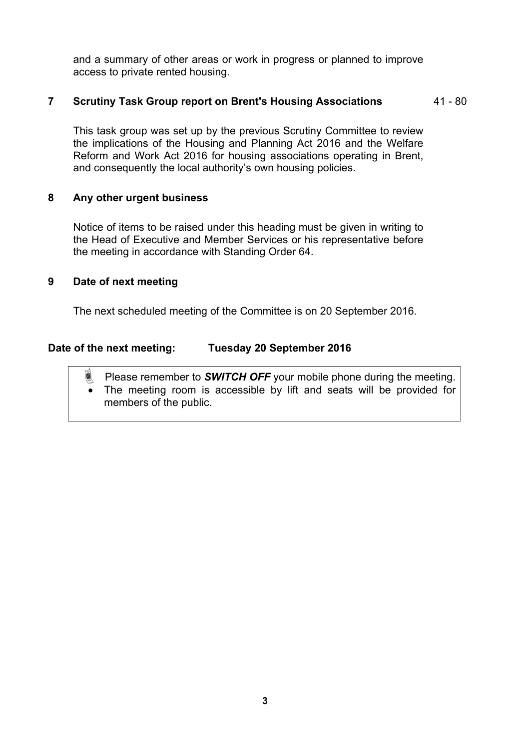and a summary of other areas or work in progress or planned to improve access to private rented housing.

## 7 Scrutiny Task Group report on Brent's Housing Associations 41 - 80

This task group was set up by the previous Scrutiny Committee to review the implications of the Housing and Planning Act 2016 and the Welfare Reform and Work Act 2016 for housing associations operating in Brent, and consequently the local authority's own housing policies.

## 8 Any other urgent business

Notice of items to be raised under this heading must be given in writing to the Head of Executive and Member Services or his representative before the meeting in accordance with Standing Order 64.

## 9 Date of next meeting

The next scheduled meeting of the Committee is on 20 September 2016.

**Date of the next meeting: Tuesday 20 September 2016**

- Please remember to ***SWITCH OFF*** your mobile phone during the meeting.
- The meeting room is accessible by lift and seats will be provided for members of the public.